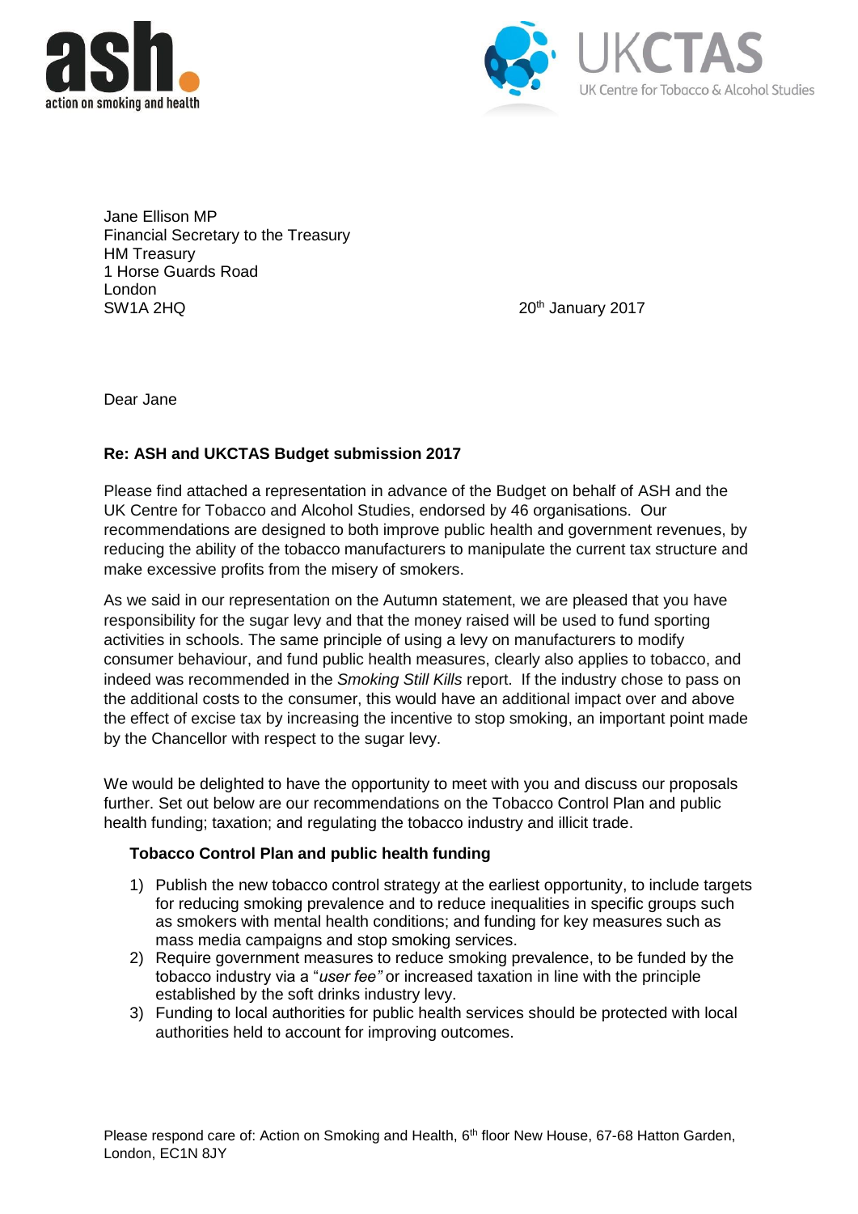Jane Ellison MP
Financial Secretary to the Treasury
HM Treasury
1 Horse Guards Road
London
SW1A 2HQ

20th January 2017

Dear Jane

**Re: ASH and UKCTAS Budget submission 2017**

Please find attached a representation in advance of the Budget on behalf of ASH and the UK Centre for Tobacco and Alcohol Studies, endorsed by 46 organisations. Our recommendations are designed to both improve public health and government revenues, by reducing the ability of the tobacco manufacturers to manipulate the current tax structure and make excessive profits from the misery of smokers.

As we said in our representation on the Autumn statement, we are pleased that you have responsibility for the sugar levy and that the money raised will be used to fund sporting activities in schools. The same principle of using a levy on manufacturers to modify consumer behaviour, and fund public health measures, clearly also applies to tobacco, and indeed was recommended in the *Smoking Still Kills* report. If the industry chose to pass on the additional costs to the consumer, this would have an additional impact over and above the effect of excise tax by increasing the incentive to stop smoking, an important point made by the Chancellor with respect to the sugar levy.

We would be delighted to have the opportunity to meet with you and discuss our proposals further. Set out below are our recommendations on the Tobacco Control Plan and public health funding; taxation; and regulating the tobacco industry and illicit trade.

**Tobacco Control Plan and public health funding**

1) Publish the new tobacco control strategy at the earliest opportunity, to include targets for reducing smoking prevalence and to reduce inequalities in specific groups such as smokers with mental health conditions; and funding for key measures such as mass media campaigns and stop smoking services.
2) Require government measures to reduce smoking prevalence, to be funded by the tobacco industry via a "*user fee"* or increased taxation in line with the principle established by the soft drinks industry levy.
3) Funding to local authorities for public health services should be protected with local authorities held to account for improving outcomes.

Please respond care of: Action on Smoking and Health, 6th floor New House, 67-68 Hatton Garden, London, EC1N 8JY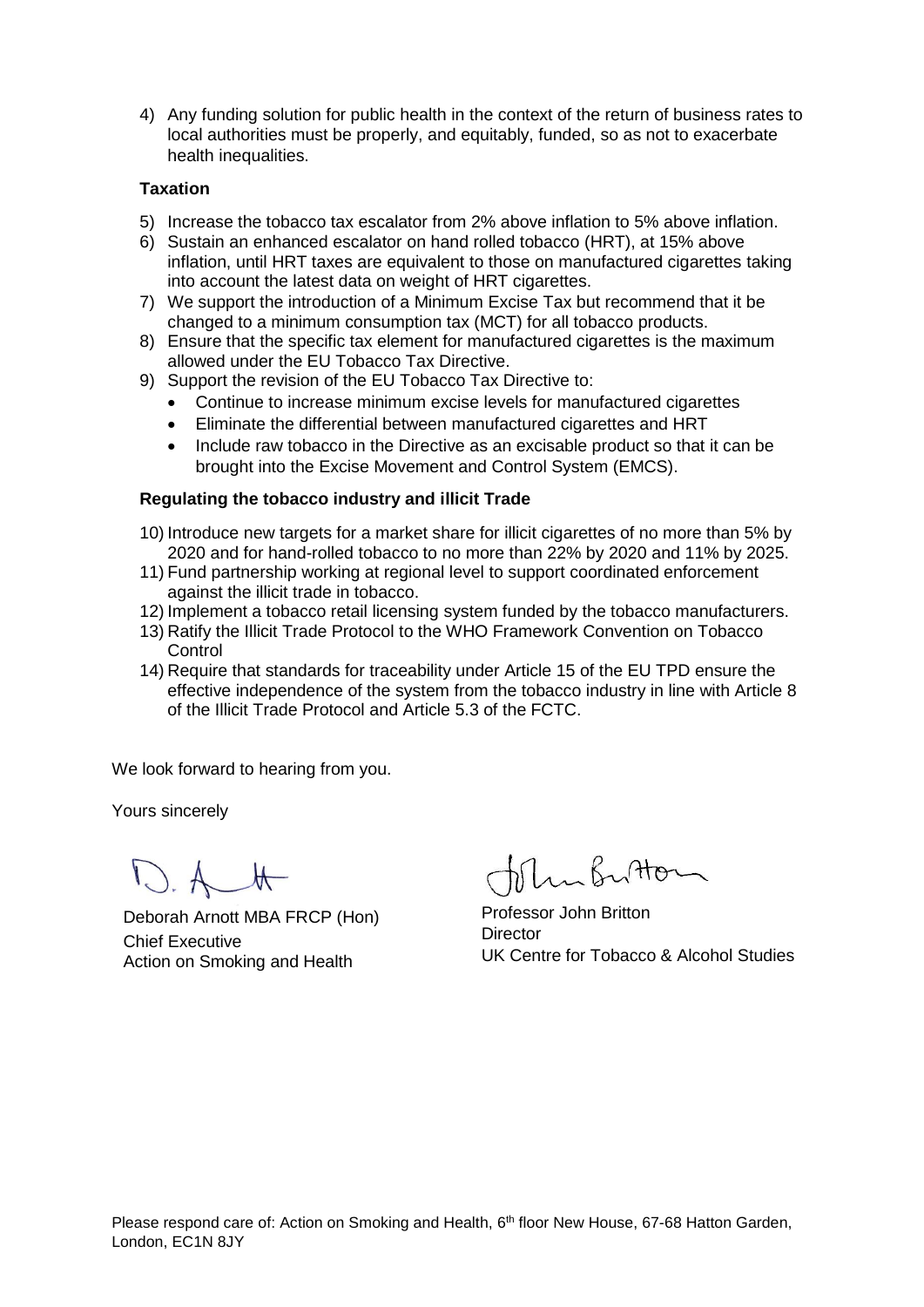4) Any funding solution for public health in the context of the return of business rates to local authorities must be properly, and equitably, funded, so as not to exacerbate health inequalities.

**Taxation**

5) Increase the tobacco tax escalator from 2% above inflation to 5% above inflation.
6) Sustain an enhanced escalator on hand rolled tobacco (HRT), at 15% above inflation, until HRT taxes are equivalent to those on manufactured cigarettes taking into account the latest data on weight of HRT cigarettes.
7) We support the introduction of a Minimum Excise Tax but recommend that it be changed to a minimum consumption tax (MCT) for all tobacco products.
8) Ensure that the specific tax element for manufactured cigarettes is the maximum allowed under the EU Tobacco Tax Directive.
9) Support the revision of the EU Tobacco Tax Directive to:
   - Continue to increase minimum excise levels for manufactured cigarettes
   - Eliminate the differential between manufactured cigarettes and HRT
   - Include raw tobacco in the Directive as an excisable product so that it can be brought into the Excise Movement and Control System (EMCS).

**Regulating the tobacco industry and illicit Trade**

10) Introduce new targets for a market share for illicit cigarettes of no more than 5% by 2020 and for hand-rolled tobacco to no more than 22% by 2020 and 11% by 2025.
11) Fund partnership working at regional level to support coordinated enforcement against the illicit trade in tobacco.
12) Implement a tobacco retail licensing system funded by the tobacco manufacturers.
13) Ratify the Illicit Trade Protocol to the WHO Framework Convention on Tobacco Control
14) Require that standards for traceability under Article 15 of the EU TPD ensure the effective independence of the system from the tobacco industry in line with Article 8 of the Illicit Trade Protocol and Article 5.3 of the FCTC.

We look forward to hearing from you.

Yours sincerely

Deborah Arnott MBA FRCP (Hon)
Chief Executive
Action on Smoking and Health

Professor John Britton
Director
UK Centre for Tobacco & Alcohol Studies

Please respond care of: Action on Smoking and Health, 6th floor New House, 67-68 Hatton Garden, London, EC1N 8JY